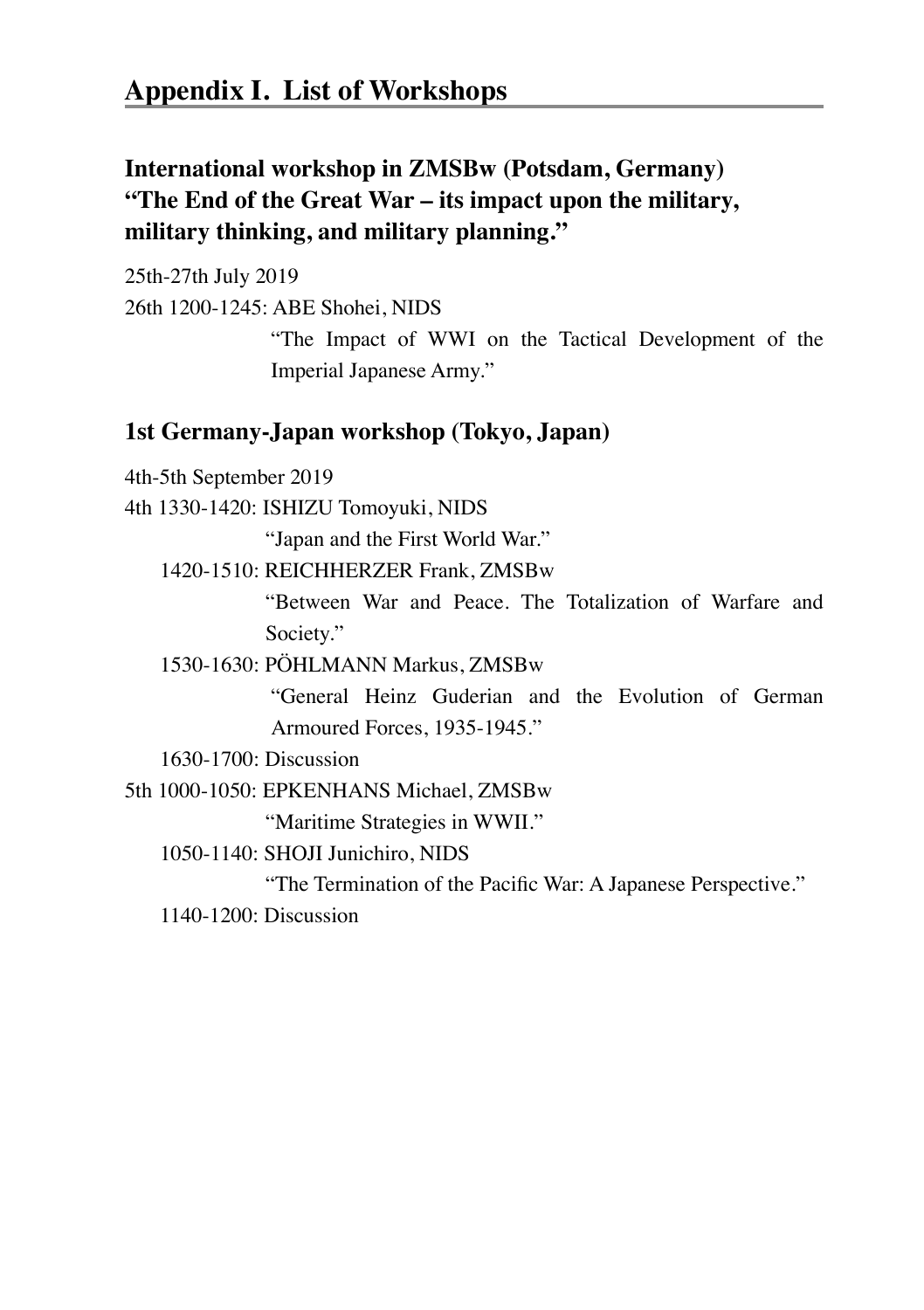# Appendix I. List of Workshops

## International workshop in ZMSBw (Potsdam, Germany) "The End of the Great War – its impact upon the military, military thinking, and military planning."

25th-27th July 2019

26th 1200-1245: ABE Shohei, NIDS

"The Impact of WWI on the Tactical Development of the Imperial Japanese Army."

## 1st Germany-Japan workshop (Tokyo, Japan)

4th-5th September 2019

4th 1330-1420: ISHIZU Tomoyuki, NIDS

"Japan and the First World War."

1420-1510: REICHHERZER Frank, ZMSBw

"Between War and Peace. The Totalization of Warfare and Society."

1530-1630: PÖHLMANN Markus, ZMSBw

"General Heinz Guderian and the Evolution of German Armoured Forces, 1935-1945."

1630-1700: Discussion

5th 1000-1050: EPKENHANS Michael, ZMSBw

"Maritime Strategies in WWII."

1050-1140: SHOJI Junichiro, NIDS

"The Termination of the Pacific War: A Japanese Perspective."

1140-1200: Discussion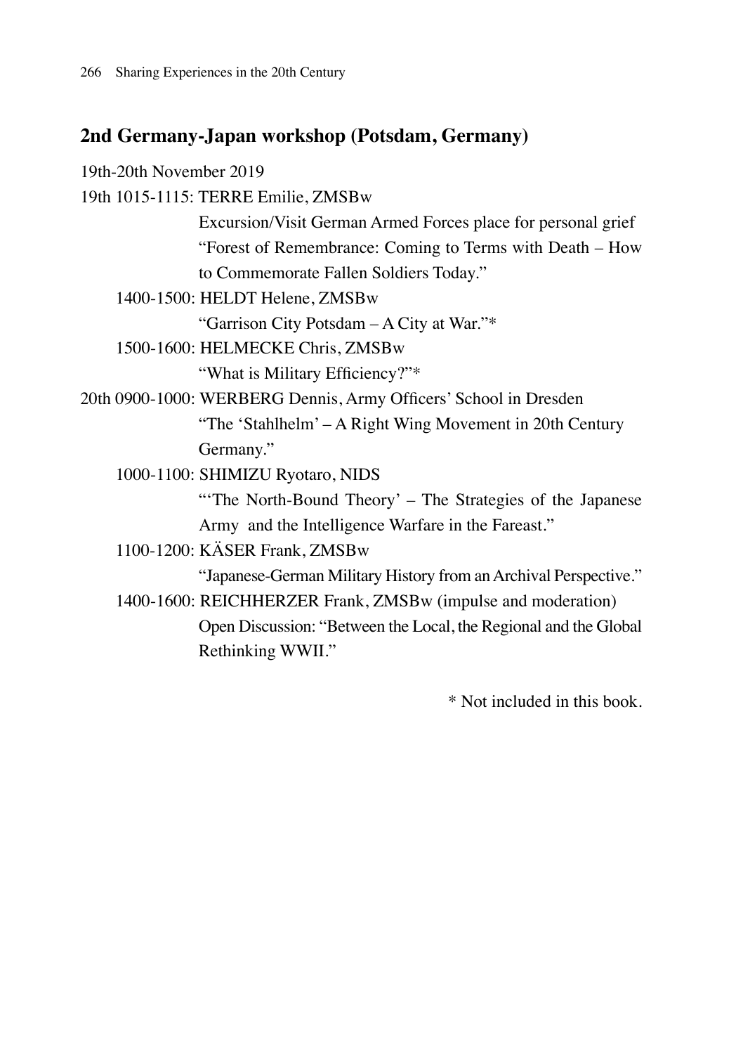## 2nd Germany-Japan workshop (Potsdam, Germany)

19th-20th November 2019

19th 1015-1115: TERRE Emilie, ZMSBw
Excursion/Visit German Armed Forces place for personal grief
"Forest of Remembrance: Coming to Terms with Death – How to Commemorate Fallen Soldiers Today."

1400-1500: HELDT Helene, ZMSBw
"Garrison City Potsdam – A City at War."*

1500-1600: HELMECKE Chris, ZMSBw
"What is Military Efficiency?"*

20th 0900-1000: WERBERG Dennis, Army Officers' School in Dresden
"The 'Stahlhelm' – A Right Wing Movement in 20th Century Germany."

1000-1100: SHIMIZU Ryotaro, NIDS
"'The North-Bound Theory' – The Strategies of the Japanese Army and the Intelligence Warfare in the Fareast."

1100-1200: KÄSER Frank, ZMSBw
"Japanese-German Military History from an Archival Perspective."

1400-1600: REICHHERZER Frank, ZMSBw (impulse and moderation)
Open Discussion: "Between the Local, the Regional and the Global Rethinking WWII."

\* Not included in this book.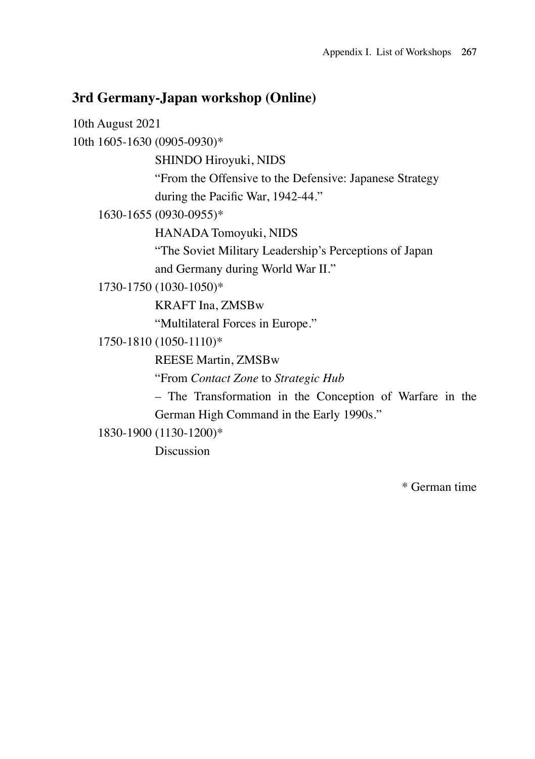## 3rd Germany-Japan workshop (Online)

10th August 2021

10th 1605-1630 (0905-0930)*

SHINDO Hiroyuki, NIDS

"From the Offensive to the Defensive: Japanese Strategy during the Pacific War, 1942-44."

1630-1655 (0930-0955)*

HANADA Tomoyuki, NIDS

"The Soviet Military Leadership's Perceptions of Japan and Germany during World War II."

1730-1750 (1030-1050)*

KRAFT Ina, ZMSBw

"Multilateral Forces in Europe."

1750-1810 (1050-1110)*

REESE Martin, ZMSBw

"From *Contact Zone* to *Strategic Hub* – The Transformation in the Conception of Warfare in the German High Command in the Early 1990s."

1830-1900 (1130-1200)*

Discussion

* German time